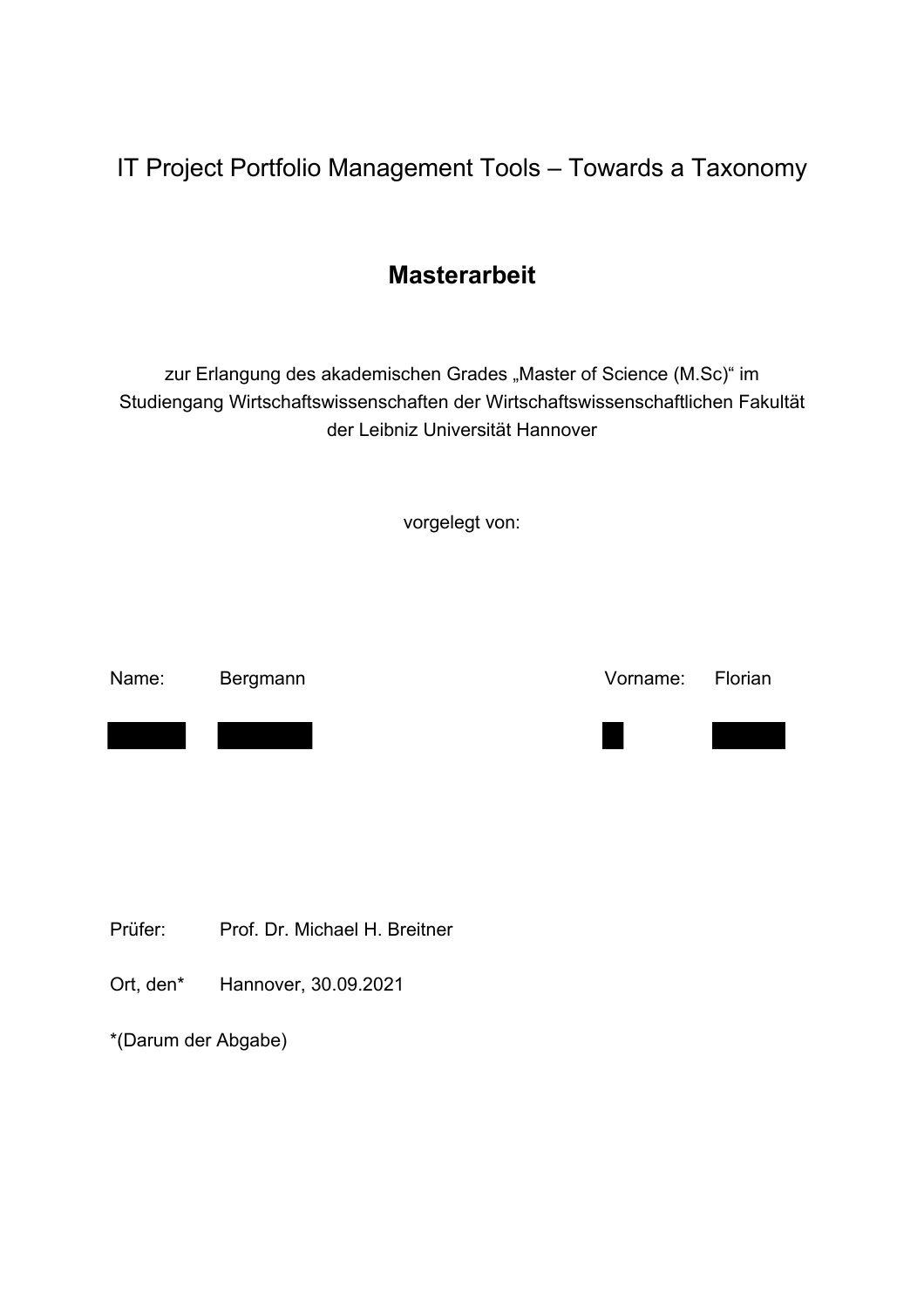# IT Project Portfolio Management Tools – Towards a Taxonomy

## Masterarbeit

zur Erlangung des akademischen Grades „Master of Science (M.Sc)" im Studiengang Wirtschaftswissenschaften der Wirtschaftswissenschaftlichen Fakultät der Leibniz Universität Hannover

vorgelegt von:

| | | | |
|---|---|---|---|
| Name: | Bergmann | Vorname: | Florian |

Prüfer: Prof. Dr. Michael H. Breitner

Ort, den* Hannover, 30.09.2021

*(Darum der Abgabe)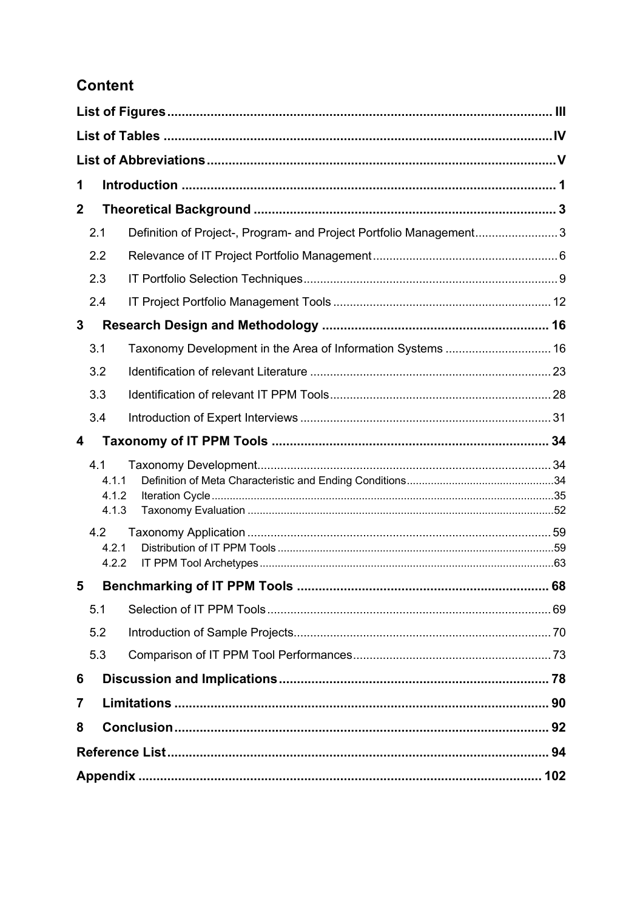# Content

**List of Figures** .......... III

**List of Tables** .......... IV

**List of Abbreviations** .......... V

**1 Introduction** .......... 1

**2 Theoretical Background** .......... 3

- 2.1 Definition of Project-, Program- and Project Portfolio Management .......... 3
- 2.2 Relevance of IT Project Portfolio Management .......... 6
- 2.3 IT Portfolio Selection Techniques .......... 9
- 2.4 IT Project Portfolio Management Tools .......... 12

**3 Research Design and Methodology** .......... 16

- 3.1 Taxonomy Development in the Area of Information Systems .......... 16
- 3.2 Identification of relevant Literature .......... 23
- 3.3 Identification of relevant IT PPM Tools .......... 28
- 3.4 Introduction of Expert Interviews .......... 31

**4 Taxonomy of IT PPM Tools** .......... 34

- 4.1 Taxonomy Development .......... 34
  - 4.1.1 Definition of Meta Characteristic and Ending Conditions .......... 34
  - 4.1.2 Iteration Cycle .......... 35
  - 4.1.3 Taxonomy Evaluation .......... 52
- 4.2 Taxonomy Application .......... 59
  - 4.2.1 Distribution of IT PPM Tools .......... 59
  - 4.2.2 IT PPM Tool Archetypes .......... 63

**5 Benchmarking of IT PPM Tools** .......... 68

- 5.1 Selection of IT PPM Tools .......... 69
- 5.2 Introduction of Sample Projects .......... 70
- 5.3 Comparison of IT PPM Tool Performances .......... 73

**6 Discussion and Implications** .......... 78

**7 Limitations** .......... 90

**8 Conclusion** .......... 92

**Reference List** .......... 94

**Appendix** .......... 102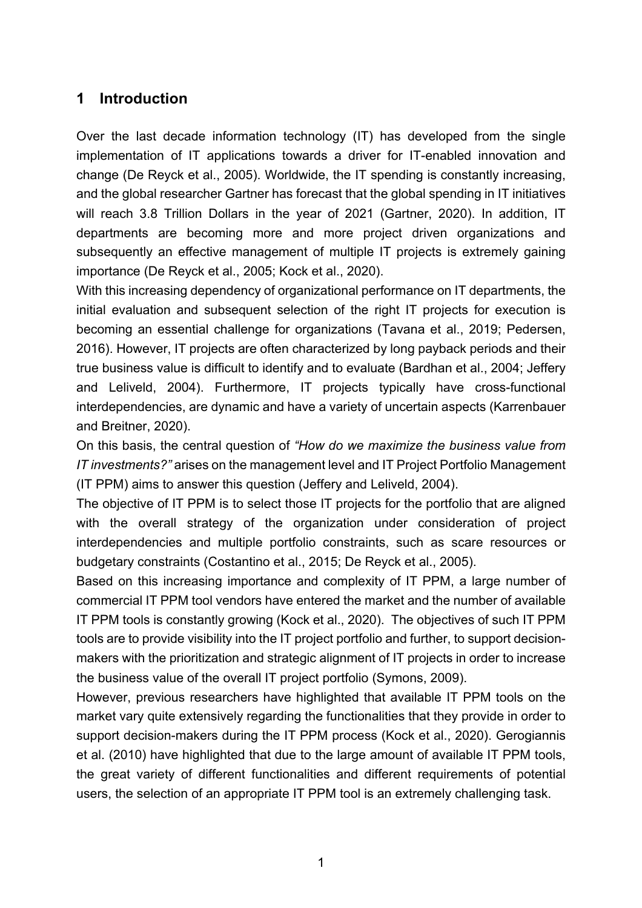# 1 Introduction

Over the last decade information technology (IT) has developed from the single implementation of IT applications towards a driver for IT-enabled innovation and change (De Reyck et al., 2005). Worldwide, the IT spending is constantly increasing, and the global researcher Gartner has forecast that the global spending in IT initiatives will reach 3.8 Trillion Dollars in the year of 2021 (Gartner, 2020). In addition, IT departments are becoming more and more project driven organizations and subsequently an effective management of multiple IT projects is extremely gaining importance (De Reyck et al., 2005; Kock et al., 2020).

With this increasing dependency of organizational performance on IT departments, the initial evaluation and subsequent selection of the right IT projects for execution is becoming an essential challenge for organizations (Tavana et al., 2019; Pedersen, 2016). However, IT projects are often characterized by long payback periods and their true business value is difficult to identify and to evaluate (Bardhan et al., 2004; Jeffery and Leliveld, 2004). Furthermore, IT projects typically have cross-functional interdependencies, are dynamic and have a variety of uncertain aspects (Karrenbauer and Breitner, 2020).

On this basis, the central question of *"How do we maximize the business value from IT investments?"* arises on the management level and IT Project Portfolio Management (IT PPM) aims to answer this question (Jeffery and Leliveld, 2004).

The objective of IT PPM is to select those IT projects for the portfolio that are aligned with the overall strategy of the organization under consideration of project interdependencies and multiple portfolio constraints, such as scare resources or budgetary constraints (Costantino et al., 2015; De Reyck et al., 2005).

Based on this increasing importance and complexity of IT PPM, a large number of commercial IT PPM tool vendors have entered the market and the number of available IT PPM tools is constantly growing (Kock et al., 2020). The objectives of such IT PPM tools are to provide visibility into the IT project portfolio and further, to support decision-makers with the prioritization and strategic alignment of IT projects in order to increase the business value of the overall IT project portfolio (Symons, 2009).

However, previous researchers have highlighted that available IT PPM tools on the market vary quite extensively regarding the functionalities that they provide in order to support decision-makers during the IT PPM process (Kock et al., 2020). Gerogiannis et al. (2010) have highlighted that due to the large amount of available IT PPM tools, the great variety of different functionalities and different requirements of potential users, the selection of an appropriate IT PPM tool is an extremely challenging task.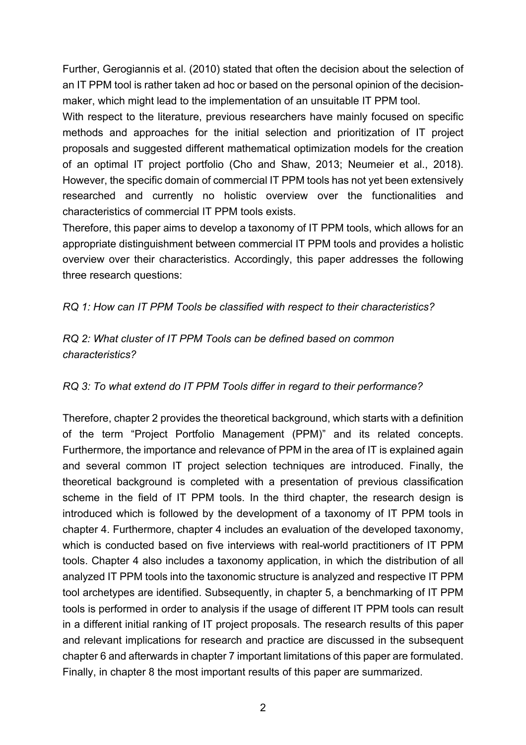Further, Gerogiannis et al. (2010) stated that often the decision about the selection of an IT PPM tool is rather taken ad hoc or based on the personal opinion of the decision-maker, which might lead to the implementation of an unsuitable IT PPM tool.

With respect to the literature, previous researchers have mainly focused on specific methods and approaches for the initial selection and prioritization of IT project proposals and suggested different mathematical optimization models for the creation of an optimal IT project portfolio (Cho and Shaw, 2013; Neumeier et al., 2018). However, the specific domain of commercial IT PPM tools has not yet been extensively researched and currently no holistic overview over the functionalities and characteristics of commercial IT PPM tools exists.

Therefore, this paper aims to develop a taxonomy of IT PPM tools, which allows for an appropriate distinguishment between commercial IT PPM tools and provides a holistic overview over their characteristics. Accordingly, this paper addresses the following three research questions:

*RQ 1: How can IT PPM Tools be classified with respect to their characteristics?*

*RQ 2: What cluster of IT PPM Tools can be defined based on common characteristics?*

*RQ 3: To what extend do IT PPM Tools differ in regard to their performance?*

Therefore, chapter 2 provides the theoretical background, which starts with a definition of the term "Project Portfolio Management (PPM)" and its related concepts. Furthermore, the importance and relevance of PPM in the area of IT is explained again and several common IT project selection techniques are introduced. Finally, the theoretical background is completed with a presentation of previous classification scheme in the field of IT PPM tools. In the third chapter, the research design is introduced which is followed by the development of a taxonomy of IT PPM tools in chapter 4. Furthermore, chapter 4 includes an evaluation of the developed taxonomy, which is conducted based on five interviews with real-world practitioners of IT PPM tools. Chapter 4 also includes a taxonomy application, in which the distribution of all analyzed IT PPM tools into the taxonomic structure is analyzed and respective IT PPM tool archetypes are identified. Subsequently, in chapter 5, a benchmarking of IT PPM tools is performed in order to analysis if the usage of different IT PPM tools can result in a different initial ranking of IT project proposals. The research results of this paper and relevant implications for research and practice are discussed in the subsequent chapter 6 and afterwards in chapter 7 important limitations of this paper are formulated. Finally, in chapter 8 the most important results of this paper are summarized.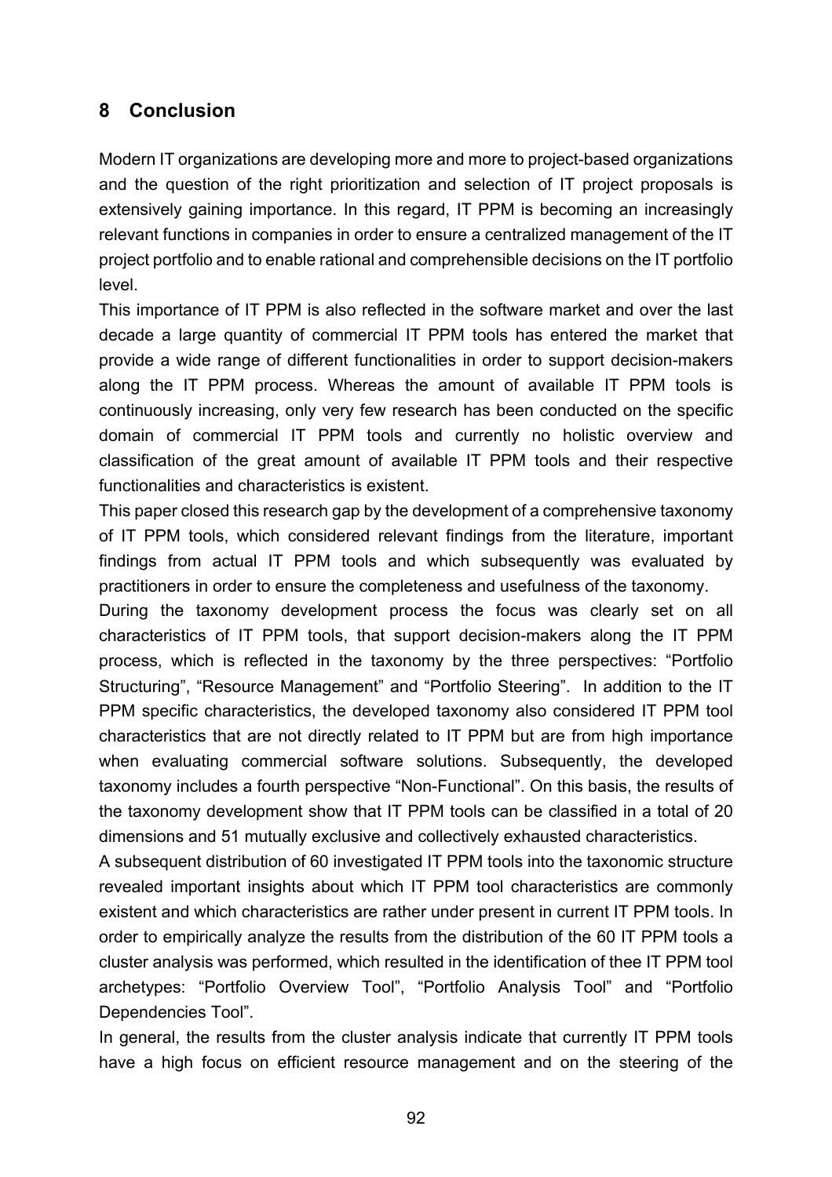## 8 Conclusion

Modern IT organizations are developing more and more to project-based organizations and the question of the right prioritization and selection of IT project proposals is extensively gaining importance. In this regard, IT PPM is becoming an increasingly relevant functions in companies in order to ensure a centralized management of the IT project portfolio and to enable rational and comprehensible decisions on the IT portfolio level.

This importance of IT PPM is also reflected in the software market and over the last decade a large quantity of commercial IT PPM tools has entered the market that provide a wide range of different functionalities in order to support decision-makers along the IT PPM process. Whereas the amount of available IT PPM tools is continuously increasing, only very few research has been conducted on the specific domain of commercial IT PPM tools and currently no holistic overview and classification of the great amount of available IT PPM tools and their respective functionalities and characteristics is existent.

This paper closed this research gap by the development of a comprehensive taxonomy of IT PPM tools, which considered relevant findings from the literature, important findings from actual IT PPM tools and which subsequently was evaluated by practitioners in order to ensure the completeness and usefulness of the taxonomy.

During the taxonomy development process the focus was clearly set on all characteristics of IT PPM tools, that support decision-makers along the IT PPM process, which is reflected in the taxonomy by the three perspectives: “Portfolio Structuring”, “Resource Management” and “Portfolio Steering”. In addition to the IT PPM specific characteristics, the developed taxonomy also considered IT PPM tool characteristics that are not directly related to IT PPM but are from high importance when evaluating commercial software solutions. Subsequently, the developed taxonomy includes a fourth perspective “Non-Functional”. On this basis, the results of the taxonomy development show that IT PPM tools can be classified in a total of 20 dimensions and 51 mutually exclusive and collectively exhausted characteristics.

A subsequent distribution of 60 investigated IT PPM tools into the taxonomic structure revealed important insights about which IT PPM tool characteristics are commonly existent and which characteristics are rather under present in current IT PPM tools. In order to empirically analyze the results from the distribution of the 60 IT PPM tools a cluster analysis was performed, which resulted in the identification of thee IT PPM tool archetypes: “Portfolio Overview Tool”, “Portfolio Analysis Tool” and “Portfolio Dependencies Tool”.

In general, the results from the cluster analysis indicate that currently IT PPM tools have a high focus on efficient resource management and on the steering of the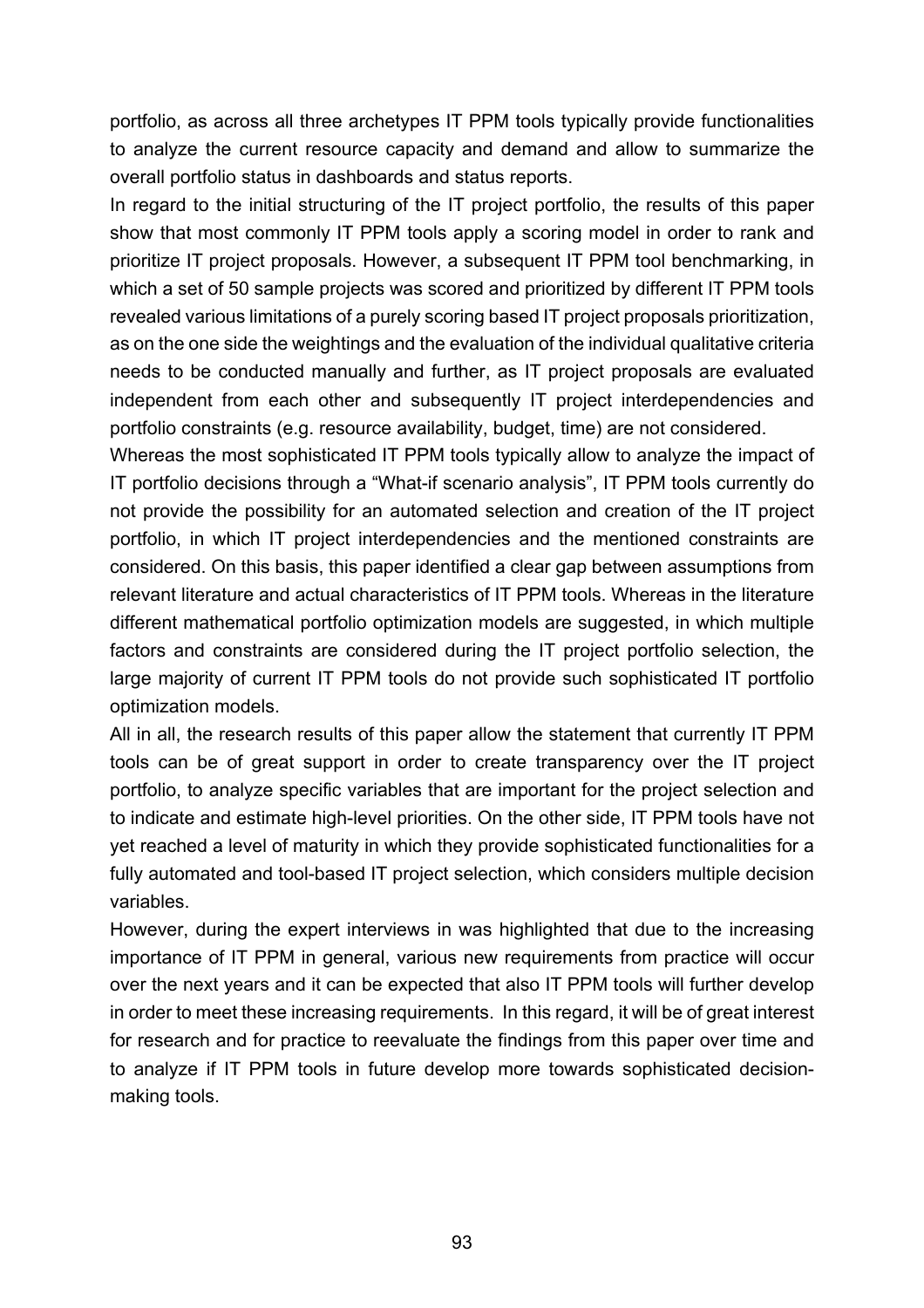portfolio, as across all three archetypes IT PPM tools typically provide functionalities to analyze the current resource capacity and demand and allow to summarize the overall portfolio status in dashboards and status reports.

In regard to the initial structuring of the IT project portfolio, the results of this paper show that most commonly IT PPM tools apply a scoring model in order to rank and prioritize IT project proposals. However, a subsequent IT PPM tool benchmarking, in which a set of 50 sample projects was scored and prioritized by different IT PPM tools revealed various limitations of a purely scoring based IT project proposals prioritization, as on the one side the weightings and the evaluation of the individual qualitative criteria needs to be conducted manually and further, as IT project proposals are evaluated independent from each other and subsequently IT project interdependencies and portfolio constraints (e.g. resource availability, budget, time) are not considered.

Whereas the most sophisticated IT PPM tools typically allow to analyze the impact of IT portfolio decisions through a "What-if scenario analysis", IT PPM tools currently do not provide the possibility for an automated selection and creation of the IT project portfolio, in which IT project interdependencies and the mentioned constraints are considered. On this basis, this paper identified a clear gap between assumptions from relevant literature and actual characteristics of IT PPM tools. Whereas in the literature different mathematical portfolio optimization models are suggested, in which multiple factors and constraints are considered during the IT project portfolio selection, the large majority of current IT PPM tools do not provide such sophisticated IT portfolio optimization models.

All in all, the research results of this paper allow the statement that currently IT PPM tools can be of great support in order to create transparency over the IT project portfolio, to analyze specific variables that are important for the project selection and to indicate and estimate high-level priorities. On the other side, IT PPM tools have not yet reached a level of maturity in which they provide sophisticated functionalities for a fully automated and tool-based IT project selection, which considers multiple decision variables.

However, during the expert interviews in was highlighted that due to the increasing importance of IT PPM in general, various new requirements from practice will occur over the next years and it can be expected that also IT PPM tools will further develop in order to meet these increasing requirements. In this regard, it will be of great interest for research and for practice to reevaluate the findings from this paper over time and to analyze if IT PPM tools in future develop more towards sophisticated decision-making tools.